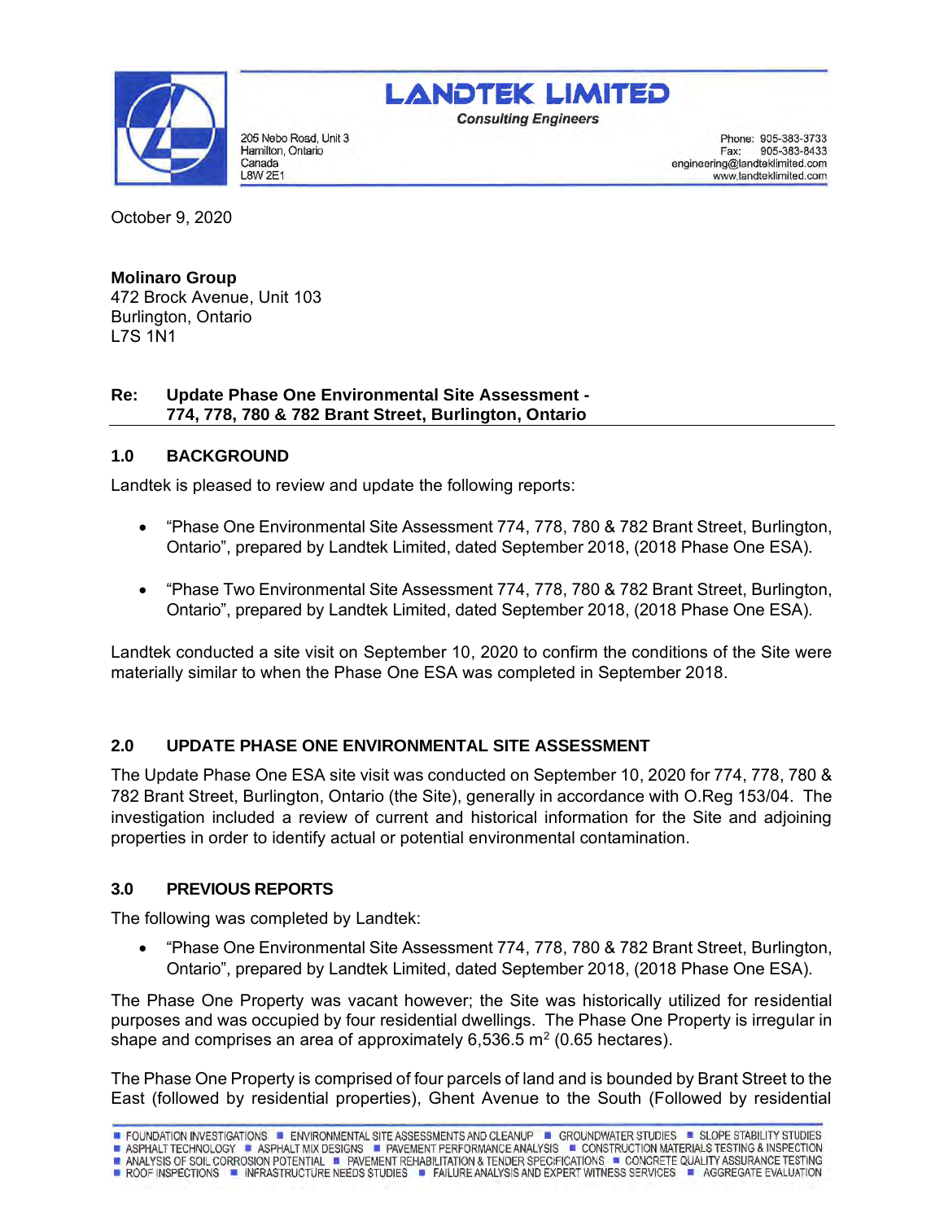**LANDTEK LIMITED**

*Consulting Engineers*

205 Nebo Road, Unit 3
Hamilton, Ontario
Canada
L8W 2E1

Phone: 905-383-3733
Fax: 905-383-8433
engineering@landteklimited.com
www.landteklimited.com

October 9, 2020

**Molinaro Group**
472 Brock Avenue, Unit 103
Burlington, Ontario
L7S 1N1

**Re: Update Phase One Environmental Site Assessment - 774, 778, 780 & 782 Brant Street, Burlington, Ontario**

## 1.0 BACKGROUND

Landtek is pleased to review and update the following reports:

- "Phase One Environmental Site Assessment 774, 778, 780 & 782 Brant Street, Burlington, Ontario", prepared by Landtek Limited, dated September 2018, (2018 Phase One ESA).
- "Phase Two Environmental Site Assessment 774, 778, 780 & 782 Brant Street, Burlington, Ontario", prepared by Landtek Limited, dated September 2018, (2018 Phase One ESA).

Landtek conducted a site visit on September 10, 2020 to confirm the conditions of the Site were materially similar to when the Phase One ESA was completed in September 2018.

## 2.0 UPDATE PHASE ONE ENVIRONMENTAL SITE ASSESSMENT

The Update Phase One ESA site visit was conducted on September 10, 2020 for 774, 778, 780 & 782 Brant Street, Burlington, Ontario (the Site), generally in accordance with O.Reg 153/04. The investigation included a review of current and historical information for the Site and adjoining properties in order to identify actual or potential environmental contamination.

## 3.0 PREVIOUS REPORTS

The following was completed by Landtek:

- "Phase One Environmental Site Assessment 774, 778, 780 & 782 Brant Street, Burlington, Ontario", prepared by Landtek Limited, dated September 2018, (2018 Phase One ESA).

The Phase One Property was vacant however; the Site was historically utilized for residential purposes and was occupied by four residential dwellings. The Phase One Property is irregular in shape and comprises an area of approximately 6,536.5 $m^2$ (0.65 hectares).

The Phase One Property is comprised of four parcels of land and is bounded by Brant Street to the East (followed by residential properties), Ghent Avenue to the South (Followed by residential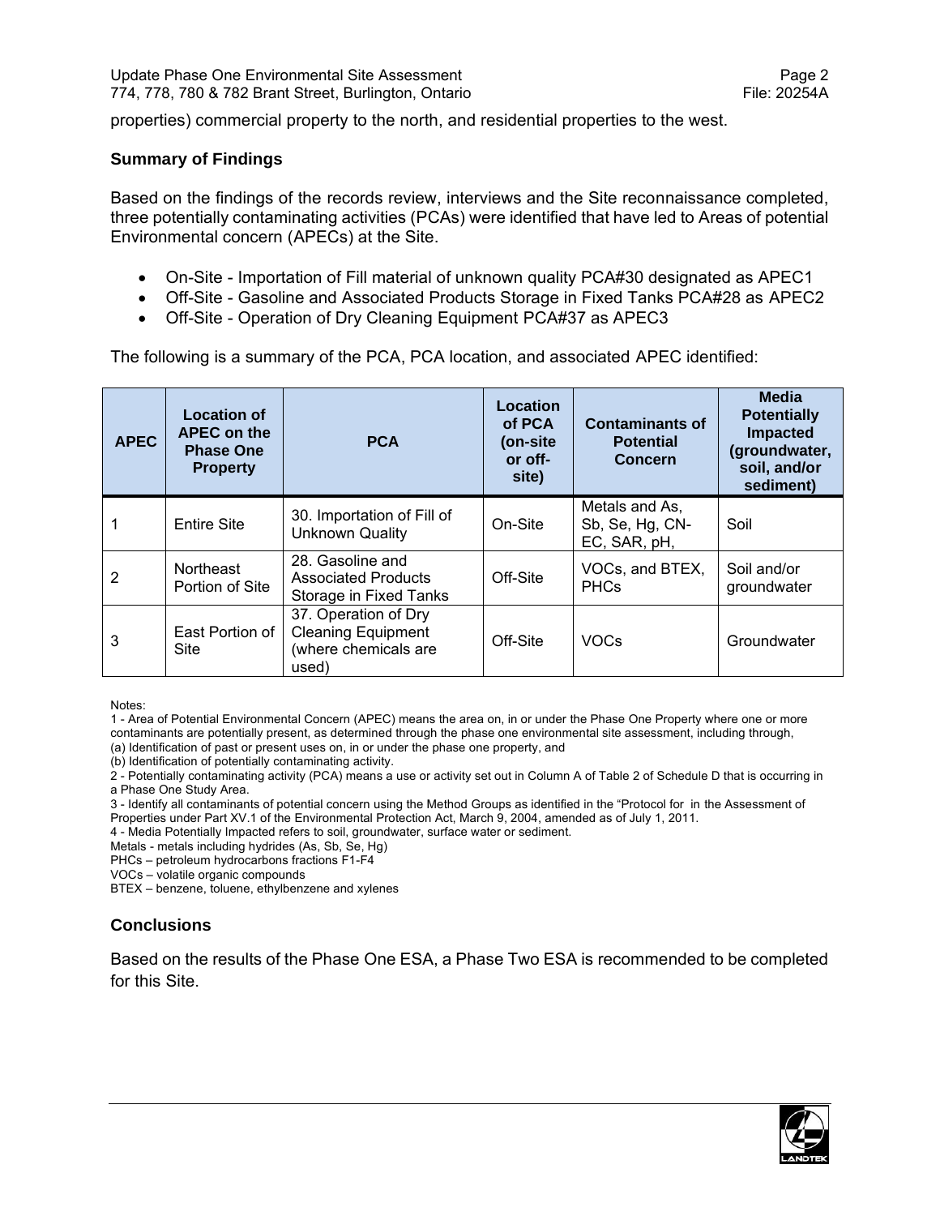properties) commercial property to the north, and residential properties to the west.

### Summary of Findings

Based on the findings of the records review, interviews and the Site reconnaissance completed, three potentially contaminating activities (PCAs) were identified that have led to Areas of potential Environmental concern (APECs) at the Site.

- On-Site - Importation of Fill material of unknown quality PCA#30 designated as APEC1
- Off-Site - Gasoline and Associated Products Storage in Fixed Tanks PCA#28 as APEC2
- Off-Site - Operation of Dry Cleaning Equipment PCA#37 as APEC3

The following is a summary of the PCA, PCA location, and associated APEC identified:

| APEC | Location of APEC on the Phase One Property | PCA | Location of PCA (on-site or off-site) | Contaminants of Potential Concern | Media Potentially Impacted (groundwater, soil, and/or sediment) |
|---|---|---|---|---|---|
| 1 | Entire Site | 30. Importation of Fill of Unknown Quality | On-Site | Metals and As, Sb, Se, Hg, CN-EC, SAR, pH, | Soil |
| 2 | Northeast Portion of Site | 28. Gasoline and Associated Products Storage in Fixed Tanks | Off-Site | VOCs, and BTEX, PHCs | Soil and/or groundwater |
| 3 | East Portion of Site | 37. Operation of Dry Cleaning Equipment (where chemicals are used) | Off-Site | VOCs | Groundwater |

Notes:
1 - Area of Potential Environmental Concern (APEC) means the area on, in or under the Phase One Property where one or more contaminants are potentially present, as determined through the phase one environmental site assessment, including through,
(a) Identification of past or present uses on, in or under the phase one property, and
(b) Identification of potentially contaminating activity.
2 - Potentially contaminating activity (PCA) means a use or activity set out in Column A of Table 2 of Schedule D that is occurring in a Phase One Study Area.
3 - Identify all contaminants of potential concern using the Method Groups as identified in the "Protocol for in the Assessment of Properties under Part XV.1 of the Environmental Protection Act, March 9, 2004, amended as of July 1, 2011.
4 - Media Potentially Impacted refers to soil, groundwater, surface water or sediment.
Metals - metals including hydrides (As, Sb, Se, Hg)
PHCs – petroleum hydrocarbons fractions F1-F4
VOCs – volatile organic compounds
BTEX – benzene, toluene, ethylbenzene and xylenes

### Conclusions

Based on the results of the Phase One ESA, a Phase Two ESA is recommended to be completed for this Site.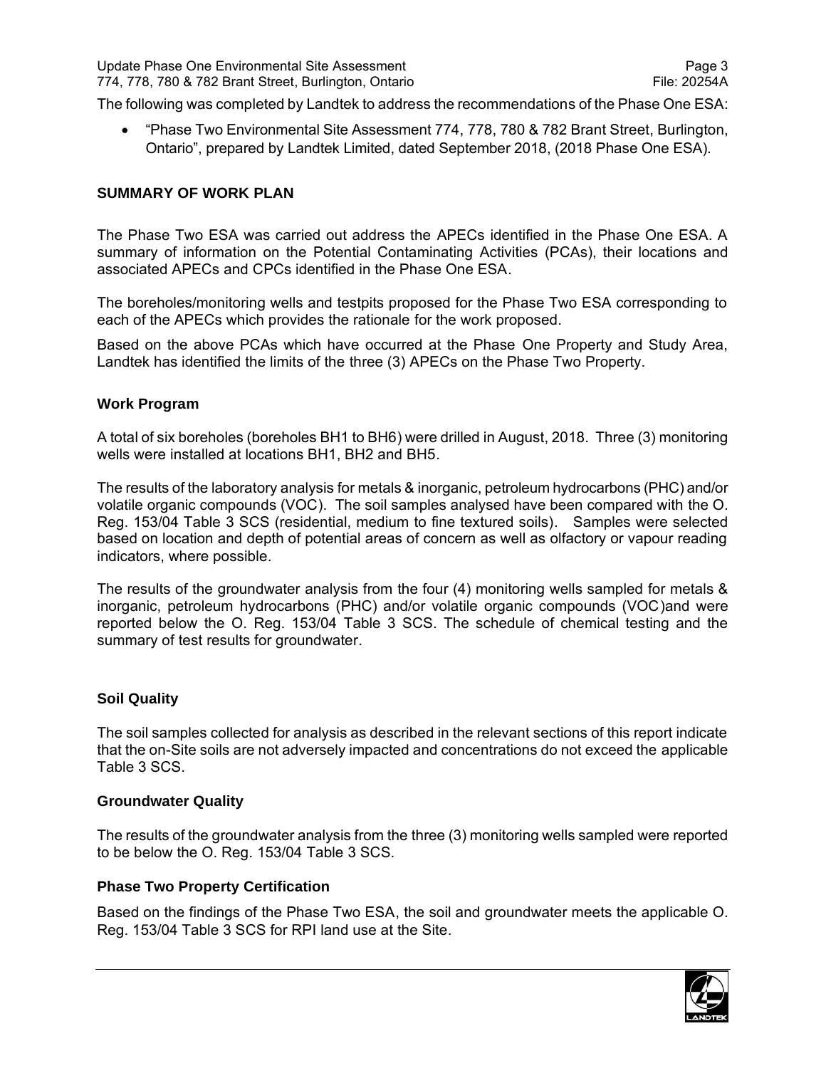The following was completed by Landtek to address the recommendations of the Phase One ESA:

- "Phase Two Environmental Site Assessment 774, 778, 780 & 782 Brant Street, Burlington, Ontario", prepared by Landtek Limited, dated September 2018, (2018 Phase One ESA).

## SUMMARY OF WORK PLAN

The Phase Two ESA was carried out address the APECs identified in the Phase One ESA. A summary of information on the Potential Contaminating Activities (PCAs), their locations and associated APECs and CPCs identified in the Phase One ESA.

The boreholes/monitoring wells and testpits proposed for the Phase Two ESA corresponding to each of the APECs which provides the rationale for the work proposed.

Based on the above PCAs which have occurred at the Phase One Property and Study Area, Landtek has identified the limits of the three (3) APECs on the Phase Two Property.

### Work Program

A total of six boreholes (boreholes BH1 to BH6) were drilled in August, 2018. Three (3) monitoring wells were installed at locations BH1, BH2 and BH5.

The results of the laboratory analysis for metals & inorganic, petroleum hydrocarbons (PHC) and/or volatile organic compounds (VOC). The soil samples analysed have been compared with the O. Reg. 153/04 Table 3 SCS (residential, medium to fine textured soils). Samples were selected based on location and depth of potential areas of concern as well as olfactory or vapour reading indicators, where possible.

The results of the groundwater analysis from the four (4) monitoring wells sampled for metals & inorganic, petroleum hydrocarbons (PHC) and/or volatile organic compounds (VOC)and were reported below the O. Reg. 153/04 Table 3 SCS. The schedule of chemical testing and the summary of test results for groundwater.

### Soil Quality

The soil samples collected for analysis as described in the relevant sections of this report indicate that the on-Site soils are not adversely impacted and concentrations do not exceed the applicable Table 3 SCS.

### Groundwater Quality

The results of the groundwater analysis from the three (3) monitoring wells sampled were reported to be below the O. Reg. 153/04 Table 3 SCS.

### Phase Two Property Certification

Based on the findings of the Phase Two ESA, the soil and groundwater meets the applicable O. Reg. 153/04 Table 3 SCS for RPI land use at the Site.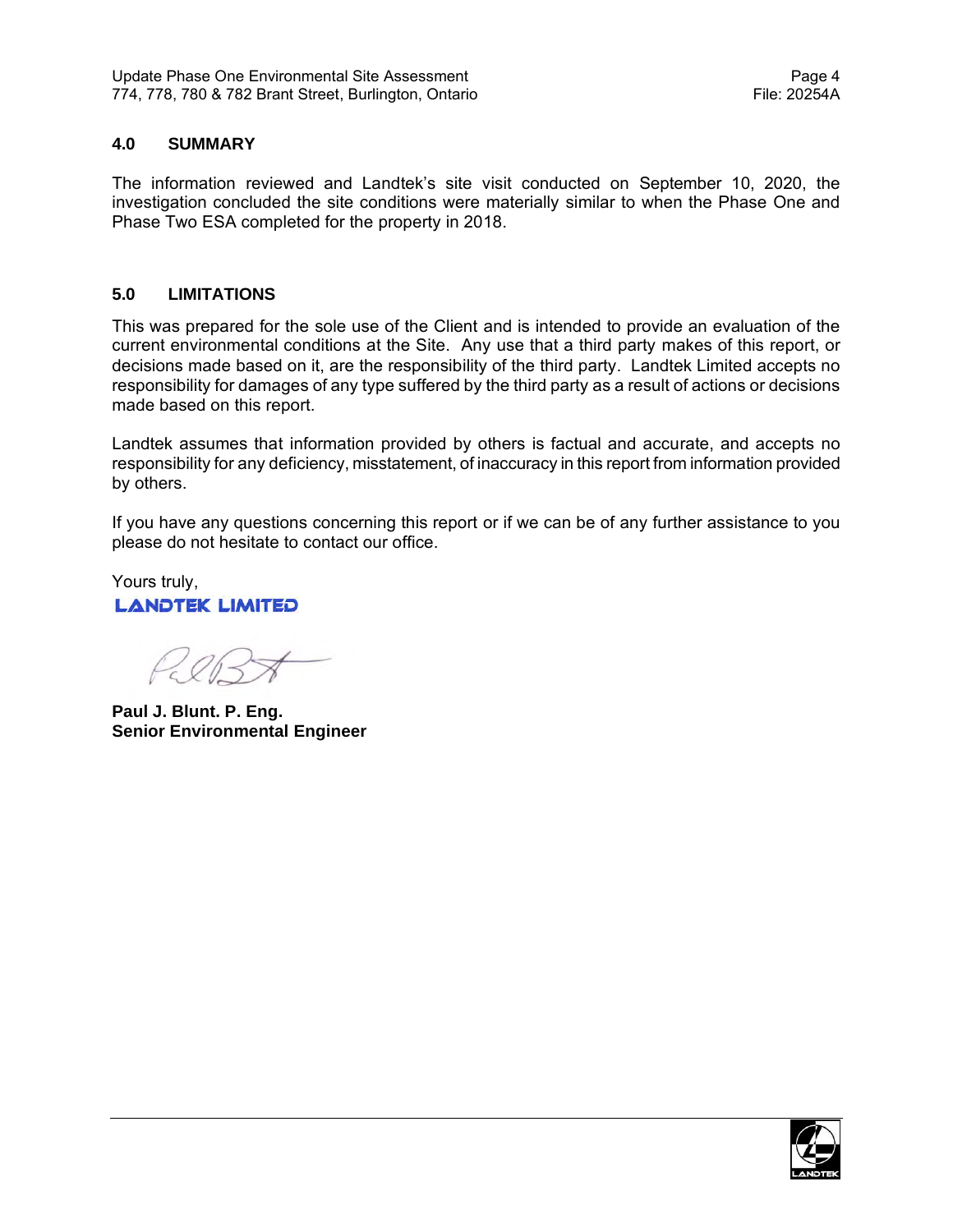## 4.0 SUMMARY

The information reviewed and Landtek's site visit conducted on September 10, 2020, the investigation concluded the site conditions were materially similar to when the Phase One and Phase Two ESA completed for the property in 2018.

## 5.0 LIMITATIONS

This was prepared for the sole use of the Client and is intended to provide an evaluation of the current environmental conditions at the Site. Any use that a third party makes of this report, or decisions made based on it, are the responsibility of the third party. Landtek Limited accepts no responsibility for damages of any type suffered by the third party as a result of actions or decisions made based on this report.

Landtek assumes that information provided by others is factual and accurate, and accepts no responsibility for any deficiency, misstatement, of inaccuracy in this report from information provided by others.

If you have any questions concerning this report or if we can be of any further assistance to you please do not hesitate to contact our office.

Yours truly,

LANDTEK LIMITED

**Paul J. Blunt. P. Eng.**
**Senior Environmental Engineer**